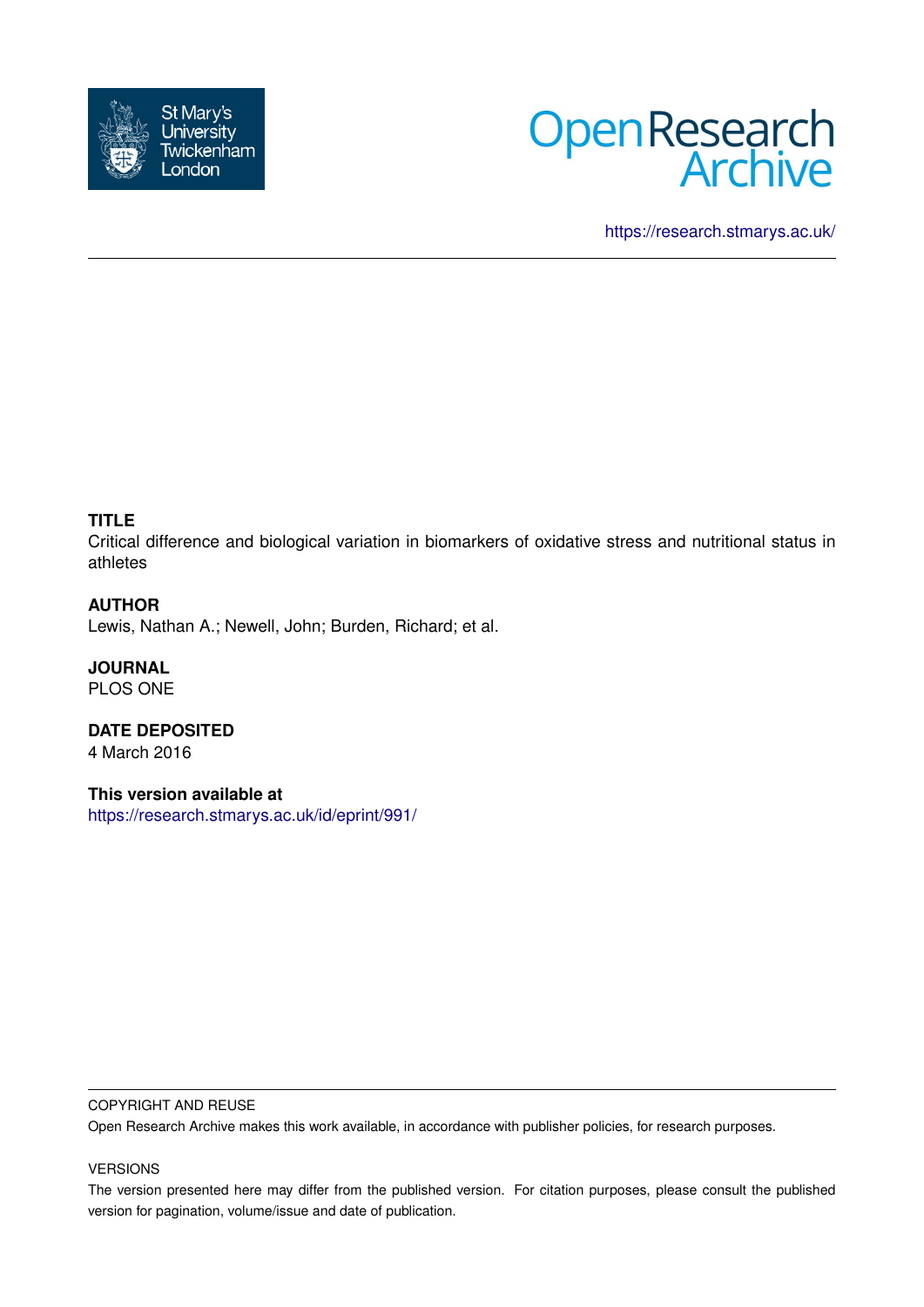St Mary's University Twickenham London

Open Research Archive

https://research.stmarys.ac.uk/

**TITLE**

Critical difference and biological variation in biomarkers of oxidative stress and nutritional status in athletes

**AUTHOR**

Lewis, Nathan A.; Newell, John; Burden, Richard; et al.

**JOURNAL**

PLOS ONE

**DATE DEPOSITED**

4 March 2016

**This version available at**

https://research.stmarys.ac.uk/id/eprint/991/

COPYRIGHT AND REUSE

Open Research Archive makes this work available, in accordance with publisher policies, for research purposes.

VERSIONS

The version presented here may differ from the published version. For citation purposes, please consult the published version for pagination, volume/issue and date of publication.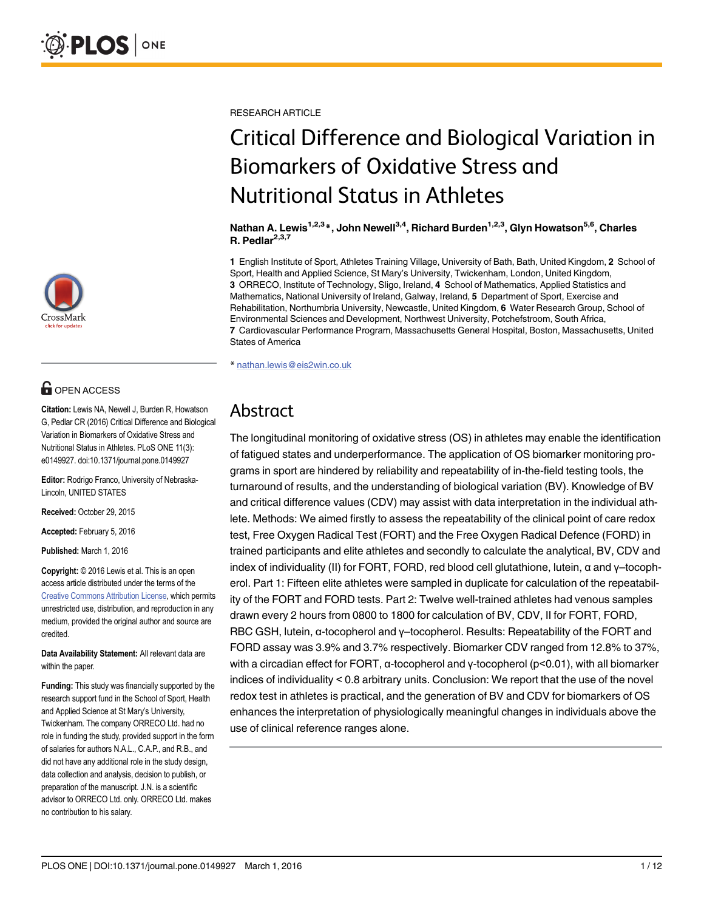RESEARCH ARTICLE

# Critical Difference and Biological Variation in Biomarkers of Oxidative Stress and Nutritional Status in Athletes

**Nathan A. Lewis**[1,2,3]*, **John Newell**[3,4], **Richard Burden**[1,2,3], **Glyn Howatson**[5,6], **Charles R. Pedlar**[2,3,7]

**1** English Institute of Sport, Athletes Training Village, University of Bath, Bath, United Kingdom, **2** School of Sport, Health and Applied Science, St Mary's University, Twickenham, London, United Kingdom, **3** ORRECO, Institute of Technology, Sligo, Ireland, **4** School of Mathematics, Applied Statistics and Mathematics, National University of Ireland, Galway, Ireland, **5** Department of Sport, Exercise and Rehabilitation, Northumbria University, Newcastle, United Kingdom, **6** Water Research Group, School of Environmental Sciences and Development, Northwest University, Potchefstroom, South Africa, **7** Cardiovascular Performance Program, Massachusetts General Hospital, Boston, Massachusetts, United States of America

* nathan.lewis@eis2win.co.uk

OPEN ACCESS

**Citation:** Lewis NA, Newell J, Burden R, Howatson G, Pedlar CR (2016) Critical Difference and Biological Variation in Biomarkers of Oxidative Stress and Nutritional Status in Athletes. PLoS ONE 11(3): e0149927. doi:10.1371/journal.pone.0149927

**Editor:** Rodrigo Franco, University of Nebraska-Lincoln, UNITED STATES

**Received:** October 29, 2015

**Accepted:** February 5, 2016

**Published:** March 1, 2016

**Copyright:** © 2016 Lewis et al. This is an open access article distributed under the terms of the Creative Commons Attribution License, which permits unrestricted use, distribution, and reproduction in any medium, provided the original author and source are credited.

**Data Availability Statement:** All relevant data are within the paper.

**Funding:** This study was financially supported by the research support fund in the School of Sport, Health and Applied Science at St Mary's University, Twickenham. The company ORRECO Ltd. had no role in funding the study, provided support in the form of salaries for authors N.A.L., C.A.P., and R.B., and did not have any additional role in the study design, data collection and analysis, decision to publish, or preparation of the manuscript. J.N. is a scientific advisor to ORRECO Ltd. only. ORRECO Ltd. makes no contribution to his salary.

## Abstract

The longitudinal monitoring of oxidative stress (OS) in athletes may enable the identification of fatigued states and underperformance. The application of OS biomarker monitoring programs in sport are hindered by reliability and repeatability of in-the-field testing tools, the turnaround of results, and the understanding of biological variation (BV). Knowledge of BV and critical difference values (CDV) may assist with data interpretation in the individual athlete. Methods: We aimed firstly to assess the repeatability of the clinical point of care redox test, Free Oxygen Radical Test (FORT) and the Free Oxygen Radical Defence (FORD) in trained participants and elite athletes and secondly to calculate the analytical, BV, CDV and index of individuality (II) for FORT, FORD, red blood cell glutathione, lutein, α and γ–tocopherol. Part 1: Fifteen elite athletes were sampled in duplicate for calculation of the repeatability of the FORT and FORD tests. Part 2: Twelve well-trained athletes had venous samples drawn every 2 hours from 0800 to 1800 for calculation of BV, CDV, II for FORT, FORD, RBC GSH, lutein, α-tocopherol and γ–tocopherol. Results: Repeatability of the FORT and FORD assay was 3.9% and 3.7% respectively. Biomarker CDV ranged from 12.8% to 37%, with a circadian effect for FORT, α-tocopherol and γ-tocopherol ($p<0.01$), with all biomarker indices of individuality < 0.8 arbitrary units. Conclusion: We report that the use of the novel redox test in athletes is practical, and the generation of BV and CDV for biomarkers of OS enhances the interpretation of physiologically meaningful changes in individuals above the use of clinical reference ranges alone.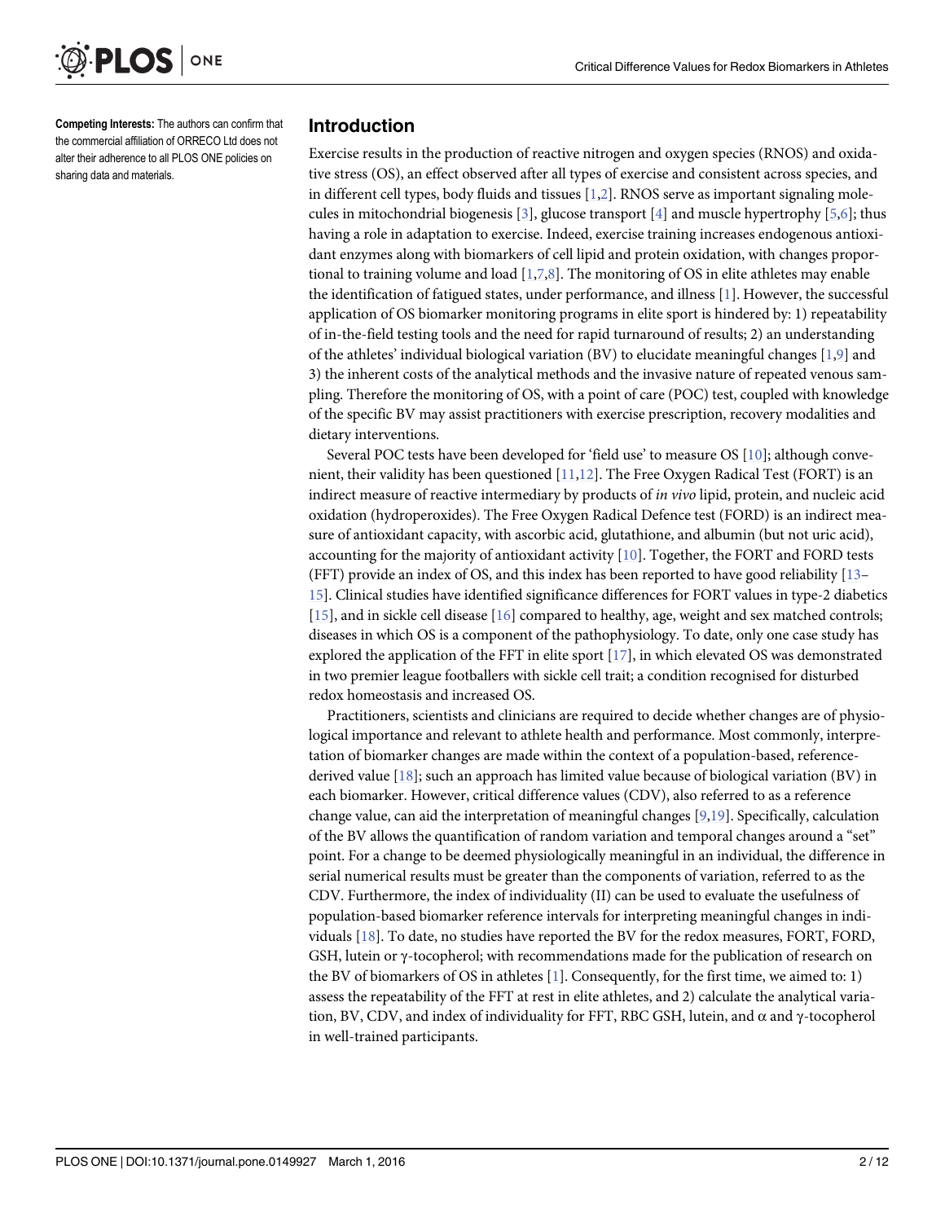**Competing Interests:** The authors can confirm that the commercial affiliation of ORRECO Ltd does not alter their adherence to all PLOS ONE policies on sharing data and materials.

## Introduction

Exercise results in the production of reactive nitrogen and oxygen species (RNOS) and oxidative stress (OS), an effect observed after all types of exercise and consistent across species, and in different cell types, body fluids and tissues [1,2]. RNOS serve as important signaling molecules in mitochondrial biogenesis [3], glucose transport [4] and muscle hypertrophy [5,6]; thus having a role in adaptation to exercise. Indeed, exercise training increases endogenous antioxidant enzymes along with biomarkers of cell lipid and protein oxidation, with changes proportional to training volume and load [1,7,8]. The monitoring of OS in elite athletes may enable the identification of fatigued states, under performance, and illness [1]. However, the successful application of OS biomarker monitoring programs in elite sport is hindered by: 1) repeatability of in-the-field testing tools and the need for rapid turnaround of results; 2) an understanding of the athletes' individual biological variation (BV) to elucidate meaningful changes [1,9] and 3) the inherent costs of the analytical methods and the invasive nature of repeated venous sampling. Therefore the monitoring of OS, with a point of care (POC) test, coupled with knowledge of the specific BV may assist practitioners with exercise prescription, recovery modalities and dietary interventions.

Several POC tests have been developed for 'field use' to measure OS [10]; although convenient, their validity has been questioned [11,12]. The Free Oxygen Radical Test (FORT) is an indirect measure of reactive intermediary by products of *in vivo* lipid, protein, and nucleic acid oxidation (hydroperoxides). The Free Oxygen Radical Defence test (FORD) is an indirect measure of antioxidant capacity, with ascorbic acid, glutathione, and albumin (but not uric acid), accounting for the majority of antioxidant activity [10]. Together, the FORT and FORD tests (FFT) provide an index of OS, and this index has been reported to have good reliability [13–15]. Clinical studies have identified significance differences for FORT values in type-2 diabetics [15], and in sickle cell disease [16] compared to healthy, age, weight and sex matched controls; diseases in which OS is a component of the pathophysiology. To date, only one case study has explored the application of the FFT in elite sport [17], in which elevated OS was demonstrated in two premier league footballers with sickle cell trait; a condition recognised for disturbed redox homeostasis and increased OS.

Practitioners, scientists and clinicians are required to decide whether changes are of physiological importance and relevant to athlete health and performance. Most commonly, interpretation of biomarker changes are made within the context of a population-based, reference-derived value [18]; such an approach has limited value because of biological variation (BV) in each biomarker. However, critical difference values (CDV), also referred to as a reference change value, can aid the interpretation of meaningful changes [9,19]. Specifically, calculation of the BV allows the quantification of random variation and temporal changes around a "set" point. For a change to be deemed physiologically meaningful in an individual, the difference in serial numerical results must be greater than the components of variation, referred to as the CDV. Furthermore, the index of individuality (II) can be used to evaluate the usefulness of population-based biomarker reference intervals for interpreting meaningful changes in individuals [18]. To date, no studies have reported the BV for the redox measures, FORT, FORD, GSH, lutein or $\gamma$-tocopherol; with recommendations made for the publication of research on the BV of biomarkers of OS in athletes [1]. Consequently, for the first time, we aimed to: 1) assess the repeatability of the FFT at rest in elite athletes, and 2) calculate the analytical variation, BV, CDV, and index of individuality for FFT, RBC GSH, lutein, and $\alpha$ and $\gamma$-tocopherol in well-trained participants.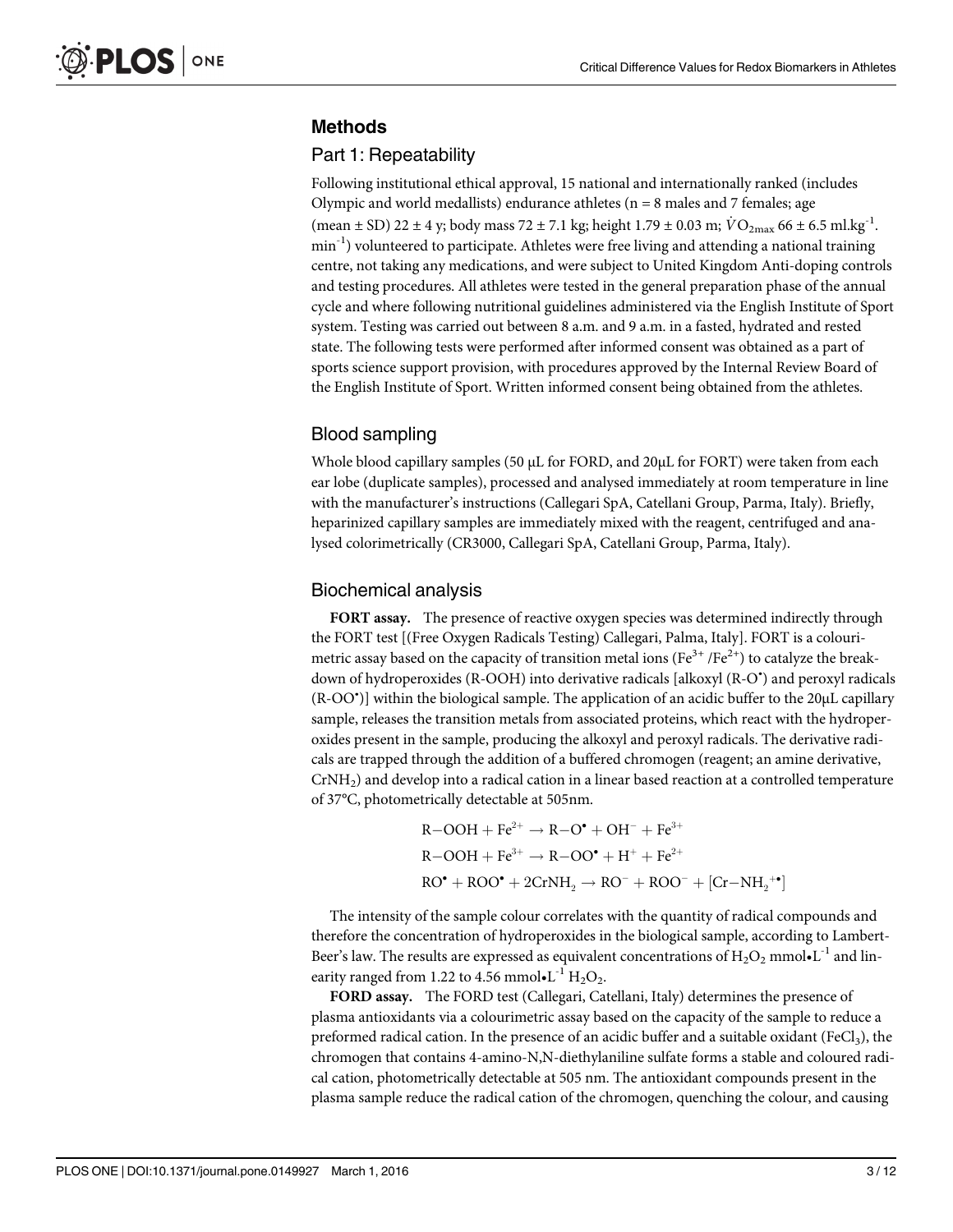## Methods

### Part 1: Repeatability

Following institutional ethical approval, 15 national and internationally ranked (includes Olympic and world medallists) endurance athletes (n = 8 males and 7 females; age (mean ± SD) 22 ± 4 y; body mass 72 ± 7.1 kg; height 1.79 ± 0.03 m; $\dot{V}O_{2max}$ 66 ± 6.5 ml.kg$^{-1}$.min$^{-1}$) volunteered to participate. Athletes were free living and attending a national training centre, not taking any medications, and were subject to United Kingdom Anti-doping controls and testing procedures. All athletes were tested in the general preparation phase of the annual cycle and where following nutritional guidelines administered via the English Institute of Sport system. Testing was carried out between 8 a.m. and 9 a.m. in a fasted, hydrated and rested state. The following tests were performed after informed consent was obtained as a part of sports science support provision, with procedures approved by the Internal Review Board of the English Institute of Sport. Written informed consent being obtained from the athletes.

### Blood sampling

Whole blood capillary samples (50 μL for FORD, and 20μL for FORT) were taken from each ear lobe (duplicate samples), processed and analysed immediately at room temperature in line with the manufacturer's instructions (Callegari SpA, Catellani Group, Parma, Italy). Briefly, heparinized capillary samples are immediately mixed with the reagent, centrifuged and analysed colorimetrically (CR3000, Callegari SpA, Catellani Group, Parma, Italy).

### Biochemical analysis

**FORT assay.** The presence of reactive oxygen species was determined indirectly through the FORT test [(Free Oxygen Radicals Testing) Callegari, Palma, Italy]. FORT is a colourimetric assay based on the capacity of transition metal ions ($Fe^{3+}/Fe^{2+}$) to catalyze the breakdown of hydroperoxides (R-OOH) into derivative radicals [alkoxyl ($R\text{-}O^{\bullet}$) and peroxyl radicals ($R\text{-}OO^{\bullet}$)] within the biological sample. The application of an acidic buffer to the 20μL capillary sample, releases the transition metals from associated proteins, which react with the hydroperoxides present in the sample, producing the alkoxyl and peroxyl radicals. The derivative radicals are trapped through the addition of a buffered chromogen (reagent; an amine derivative, $CrNH_2$) and develop into a radical cation in a linear based reaction at a controlled temperature of 37°C, photometrically detectable at 505nm.

$$
\begin{aligned}
&R{-}OOH + Fe^{2+} \rightarrow R{-}O^{\bullet} + OH^{-} + Fe^{3+} \\
&R{-}OOH + Fe^{3+} \rightarrow R{-}OO^{\bullet} + H^{+} + Fe^{2+} \\
&RO^{\bullet} + ROO^{\bullet} + 2CrNH_2 \rightarrow RO^{-} + ROO^{-} + [Cr{-}NH_2{}^{+\bullet}]
\end{aligned}
$$

The intensity of the sample colour correlates with the quantity of radical compounds and therefore the concentration of hydroperoxides in the biological sample, according to Lambert-Beer's law. The results are expressed as equivalent concentrations of $H_2O_2$ mmol•L$^{-1}$ and linearity ranged from 1.22 to 4.56 mmol•L$^{-1}$ $H_2O_2$.

**FORD assay.** The FORD test (Callegari, Catellani, Italy) determines the presence of plasma antioxidants via a colourimetric assay based on the capacity of the sample to reduce a preformed radical cation. In the presence of an acidic buffer and a suitable oxidant ($FeCl_3$), the chromogen that contains 4-amino-N,N-diethylaniline sulfate forms a stable and coloured radical cation, photometrically detectable at 505 nm. The antioxidant compounds present in the plasma sample reduce the radical cation of the chromogen, quenching the colour, and causing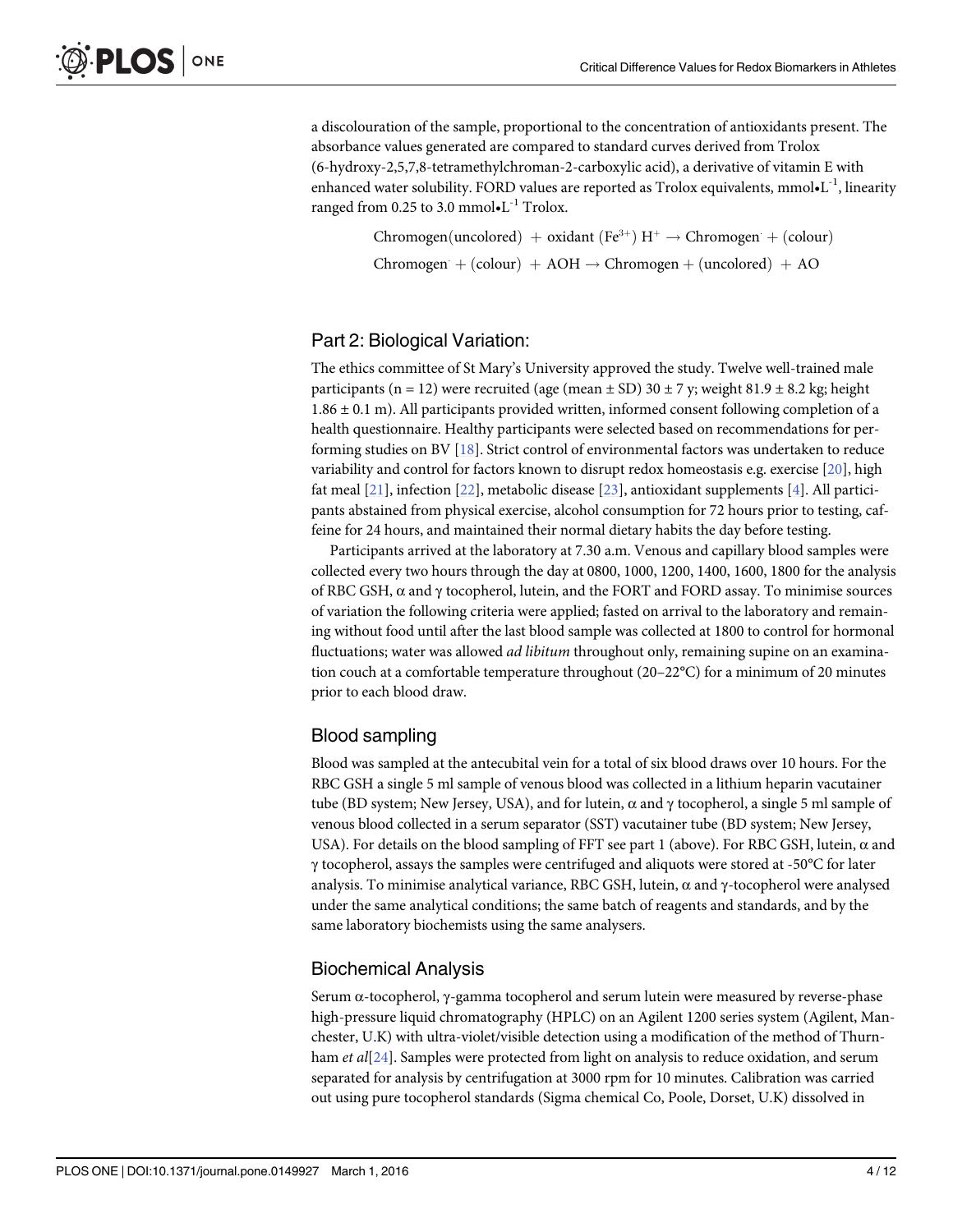a discolouration of the sample, proportional to the concentration of antioxidants present. The absorbance values generated are compared to standard curves derived from Trolox (6-hydroxy-2,5,7,8-tetramethylchroman-2-carboxylic acid), a derivative of vitamin E with enhanced water solubility. FORD values are reported as Trolox equivalents, mmol•L$^{-1}$, linearity ranged from 0.25 to 3.0 mmol•L$^{-1}$ Trolox.

$$\text{Chromogen(uncolored)} + \text{oxidant } (Fe^{3+})\ H^{+} \rightarrow \text{Chromogen}^{\cdot} + \text{(colour)}$$

$$\text{Chromogen}^{\cdot} + \text{(colour)} + \text{AOH} \rightarrow \text{Chromogen} + \text{(uncolored)} + \text{AO}$$

## Part 2: Biological Variation:

The ethics committee of St Mary's University approved the study. Twelve well-trained male participants (n = 12) were recruited (age (mean ± SD) 30 ± 7 y; weight 81.9 ± 8.2 kg; height 1.86 ± 0.1 m). All participants provided written, informed consent following completion of a health questionnaire. Healthy participants were selected based on recommendations for performing studies on BV [18]. Strict control of environmental factors was undertaken to reduce variability and control for factors known to disrupt redox homeostasis e.g. exercise [20], high fat meal [21], infection [22], metabolic disease [23], antioxidant supplements [4]. All participants abstained from physical exercise, alcohol consumption for 72 hours prior to testing, caffeine for 24 hours, and maintained their normal dietary habits the day before testing.

Participants arrived at the laboratory at 7.30 a.m. Venous and capillary blood samples were collected every two hours through the day at 0800, 1000, 1200, 1400, 1600, 1800 for the analysis of RBC GSH, α and γ tocopherol, lutein, and the FORT and FORD assay. To minimise sources of variation the following criteria were applied; fasted on arrival to the laboratory and remaining without food until after the last blood sample was collected at 1800 to control for hormonal fluctuations; water was allowed *ad libitum* throughout only, remaining supine on an examination couch at a comfortable temperature throughout (20–22°C) for a minimum of 20 minutes prior to each blood draw.

## Blood sampling

Blood was sampled at the antecubital vein for a total of six blood draws over 10 hours. For the RBC GSH a single 5 ml sample of venous blood was collected in a lithium heparin vacutainer tube (BD system; New Jersey, USA), and for lutein, α and γ tocopherol, a single 5 ml sample of venous blood collected in a serum separator (SST) vacutainer tube (BD system; New Jersey, USA). For details on the blood sampling of FFT see part 1 (above). For RBC GSH, lutein, α and γ tocopherol, assays the samples were centrifuged and aliquots were stored at -50°C for later analysis. To minimise analytical variance, RBC GSH, lutein, α and γ-tocopherol were analysed under the same analytical conditions; the same batch of reagents and standards, and by the same laboratory biochemists using the same analysers.

## Biochemical Analysis

Serum α-tocopherol, γ-gamma tocopherol and serum lutein were measured by reverse-phase high-pressure liquid chromatography (HPLC) on an Agilent 1200 series system (Agilent, Manchester, U.K) with ultra-violet/visible detection using a modification of the method of Thurnham *et al*[24]. Samples were protected from light on analysis to reduce oxidation, and serum separated for analysis by centrifugation at 3000 rpm for 10 minutes. Calibration was carried out using pure tocopherol standards (Sigma chemical Co, Poole, Dorset, U.K) dissolved in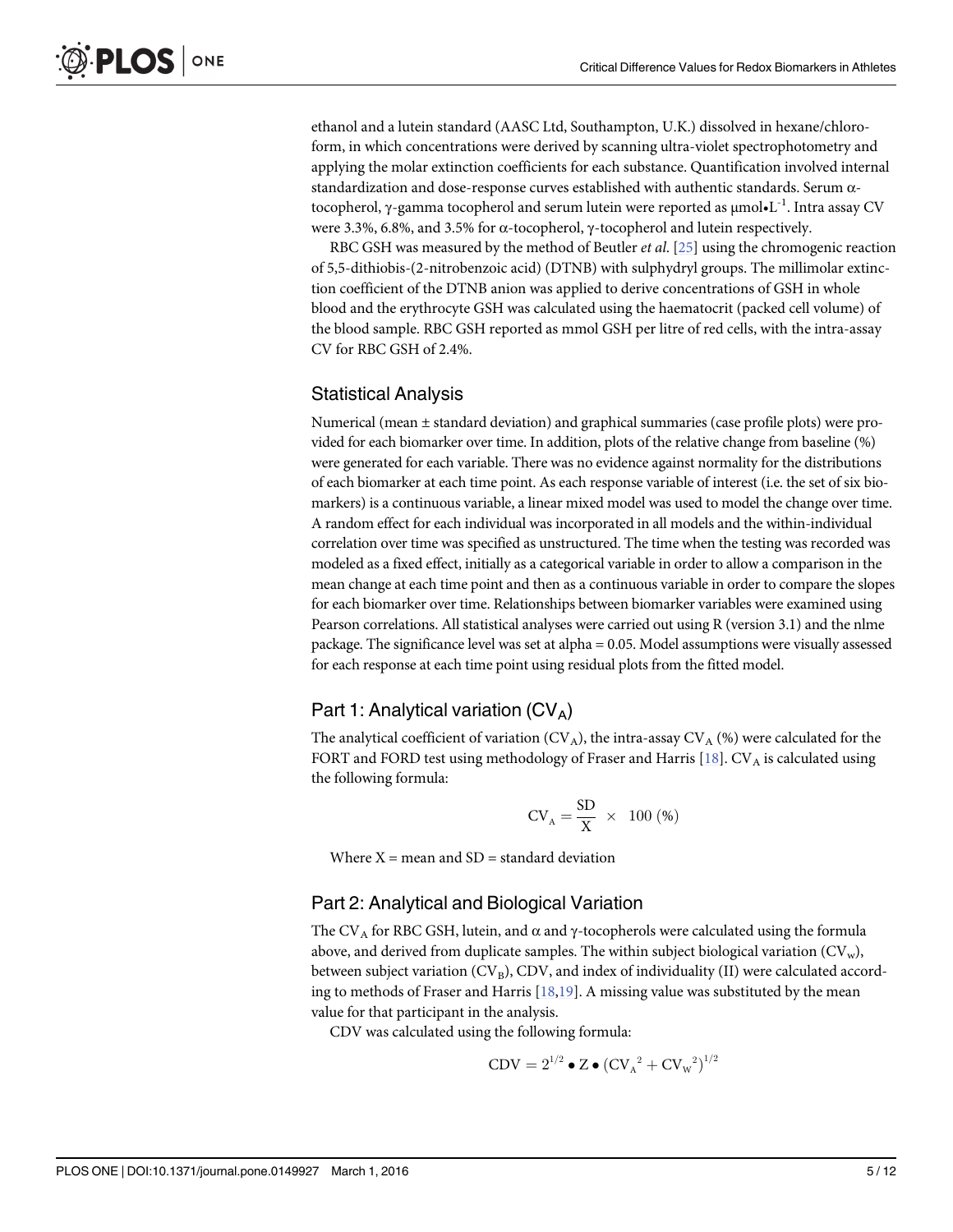ethanol and a lutein standard (AASC Ltd, Southampton, U.K.) dissolved in hexane/chloroform, in which concentrations were derived by scanning ultra-violet spectrophotometry and applying the molar extinction coefficients for each substance. Quantification involved internal standardization and dose-response curves established with authentic standards. Serum α-tocopherol, γ-gamma tocopherol and serum lutein were reported as $\mu mol \bullet L^{-1}$. Intra assay CV were 3.3%, 6.8%, and 3.5% for α-tocopherol, γ-tocopherol and lutein respectively.

RBC GSH was measured by the method of Beutler *et al.* [25] using the chromogenic reaction of 5,5-dithiobis-(2-nitrobenzoic acid) (DTNB) with sulphydryl groups. The millimolar extinction coefficient of the DTNB anion was applied to derive concentrations of GSH in whole blood and the erythrocyte GSH was calculated using the haematocrit (packed cell volume) of the blood sample. RBC GSH reported as mmol GSH per litre of red cells, with the intra-assay CV for RBC GSH of 2.4%.

## Statistical Analysis

Numerical (mean ± standard deviation) and graphical summaries (case profile plots) were provided for each biomarker over time. In addition, plots of the relative change from baseline (%) were generated for each variable. There was no evidence against normality for the distributions of each biomarker at each time point. As each response variable of interest (i.e. the set of six biomarkers) is a continuous variable, a linear mixed model was used to model the change over time. A random effect for each individual was incorporated in all models and the within-individual correlation over time was specified as unstructured. The time when the testing was recorded was modeled as a fixed effect, initially as a categorical variable in order to allow a comparison in the mean change at each time point and then as a continuous variable in order to compare the slopes for each biomarker over time. Relationships between biomarker variables were examined using Pearson correlations. All statistical analyses were carried out using R (version 3.1) and the nlme package. The significance level was set at alpha = 0.05. Model assumptions were visually assessed for each response at each time point using residual plots from the fitted model.

## Part 1: Analytical variation ($CV_A$)

The analytical coefficient of variation ($CV_A$), the intra-assay $CV_A$ (%) were calculated for the FORT and FORD test using methodology of Fraser and Harris [18]. $CV_A$ is calculated using the following formula:

$$CV_A = \frac{SD}{X} \times 100\ (\%)$$

Where X = mean and SD = standard deviation

## Part 2: Analytical and Biological Variation

The $CV_A$ for RBC GSH, lutein, and α and γ-tocopherols were calculated using the formula above, and derived from duplicate samples. The within subject biological variation ($CV_w$), between subject variation ($CV_B$), CDV, and index of individuality (II) were calculated according to methods of Fraser and Harris [18,19]. A missing value was substituted by the mean value for that participant in the analysis.

CDV was calculated using the following formula:

$$CDV = 2^{1/2} \bullet Z \bullet (CV_A{}^2 + CV_W{}^2)^{1/2}$$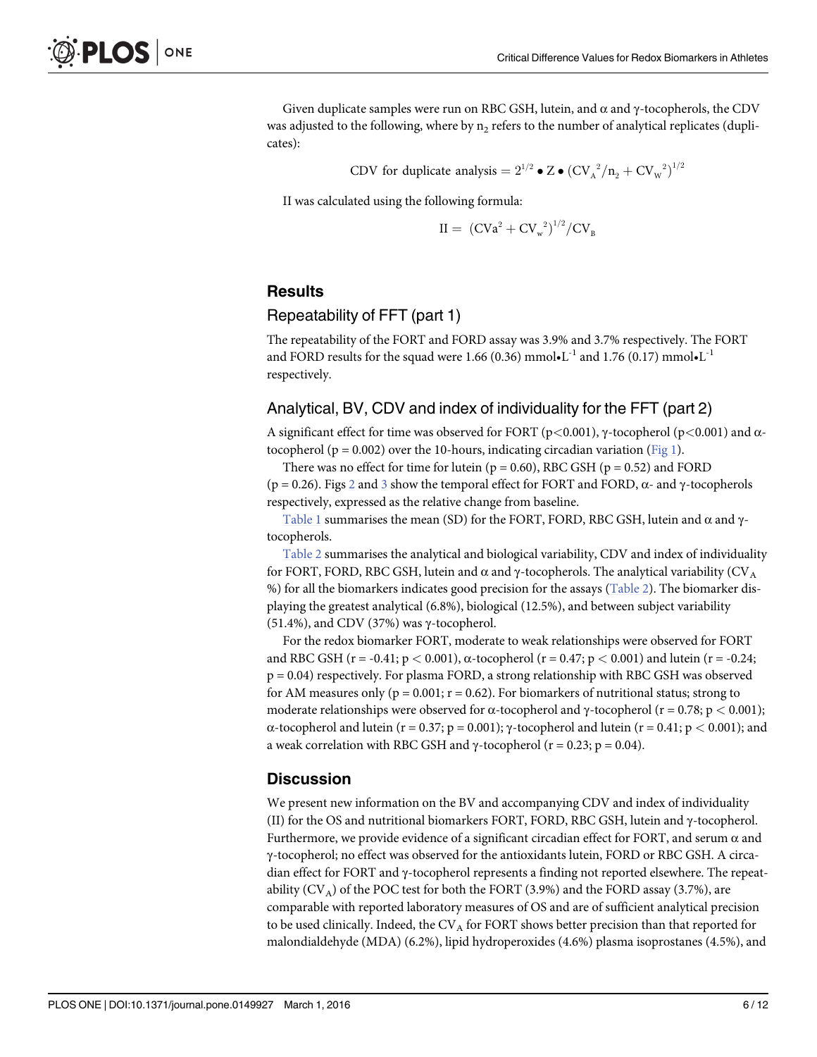Given duplicate samples were run on RBC GSH, lutein, and α and γ-tocopherols, the CDV was adjusted to the following, where by $n_2$ refers to the number of analytical replicates (duplicates):

$$\text{CDV for duplicate analysis} = 2^{1/2} \bullet Z \bullet (CV_A^{\ 2}/n_2 + CV_W^{\ 2})^{1/2}$$

II was calculated using the following formula:

$$II = (CVa^2 + CV_w^{\ 2})^{1/2}/CV_B$$

## Results

### Repeatability of FFT (part 1)

The repeatability of the FORT and FORD assay was 3.9% and 3.7% respectively. The FORT and FORD results for the squad were 1.66 (0.36) mmol•L$^{-1}$ and 1.76 (0.17) mmol•L$^{-1}$ respectively.

### Analytical, BV, CDV and index of individuality for the FFT (part 2)

A significant effect for time was observed for FORT ($p<0.001$), γ-tocopherol ($p<0.001$) and α-tocopherol ($p = 0.002$) over the 10-hours, indicating circadian variation (Fig 1).

There was no effect for time for lutein ($p = 0.60$), RBC GSH ($p = 0.52$) and FORD ($p = 0.26$). Figs 2 and 3 show the temporal effect for FORT and FORD, α- and γ-tocopherols respectively, expressed as the relative change from baseline.

Table 1 summarises the mean (SD) for the FORT, FORD, RBC GSH, lutein and α and γ-tocopherols.

Table 2 summarises the analytical and biological variability, CDV and index of individuality for FORT, FORD, RBC GSH, lutein and α and γ-tocopherols. The analytical variability ($CV_A$ %) for all the biomarkers indicates good precision for the assays (Table 2). The biomarker displaying the greatest analytical (6.8%), biological (12.5%), and between subject variability (51.4%), and CDV (37%) was γ-tocopherol.

For the redox biomarker FORT, moderate to weak relationships were observed for FORT and RBC GSH ($r = -0.41$; $p < 0.001$), α-tocopherol ($r = 0.47$; $p < 0.001$) and lutein ($r = -0.24$; $p = 0.04$) respectively. For plasma FORD, a strong relationship with RBC GSH was observed for AM measures only ($p = 0.001$; $r = 0.62$). For biomarkers of nutritional status; strong to moderate relationships were observed for α-tocopherol and γ-tocopherol ($r = 0.78$; $p < 0.001$); α-tocopherol and lutein ($r = 0.37$; $p = 0.001$); γ-tocopherol and lutein ($r = 0.41$; $p < 0.001$); and a weak correlation with RBC GSH and γ-tocopherol ($r = 0.23$; $p = 0.04$).

## Discussion

We present new information on the BV and accompanying CDV and index of individuality (II) for the OS and nutritional biomarkers FORT, FORD, RBC GSH, lutein and γ-tocopherol. Furthermore, we provide evidence of a significant circadian effect for FORT, and serum α and γ-tocopherol; no effect was observed for the antioxidants lutein, FORD or RBC GSH. A circadian effect for FORT and γ-tocopherol represents a finding not reported elsewhere. The repeatability ($CV_A$) of the POC test for both the FORT (3.9%) and the FORD assay (3.7%), are comparable with reported laboratory measures of OS and are of sufficient analytical precision to be used clinically. Indeed, the $CV_A$ for FORT shows better precision than that reported for malondialdehyde (MDA) (6.2%), lipid hydroperoxides (4.6%) plasma isoprostanes (4.5%), and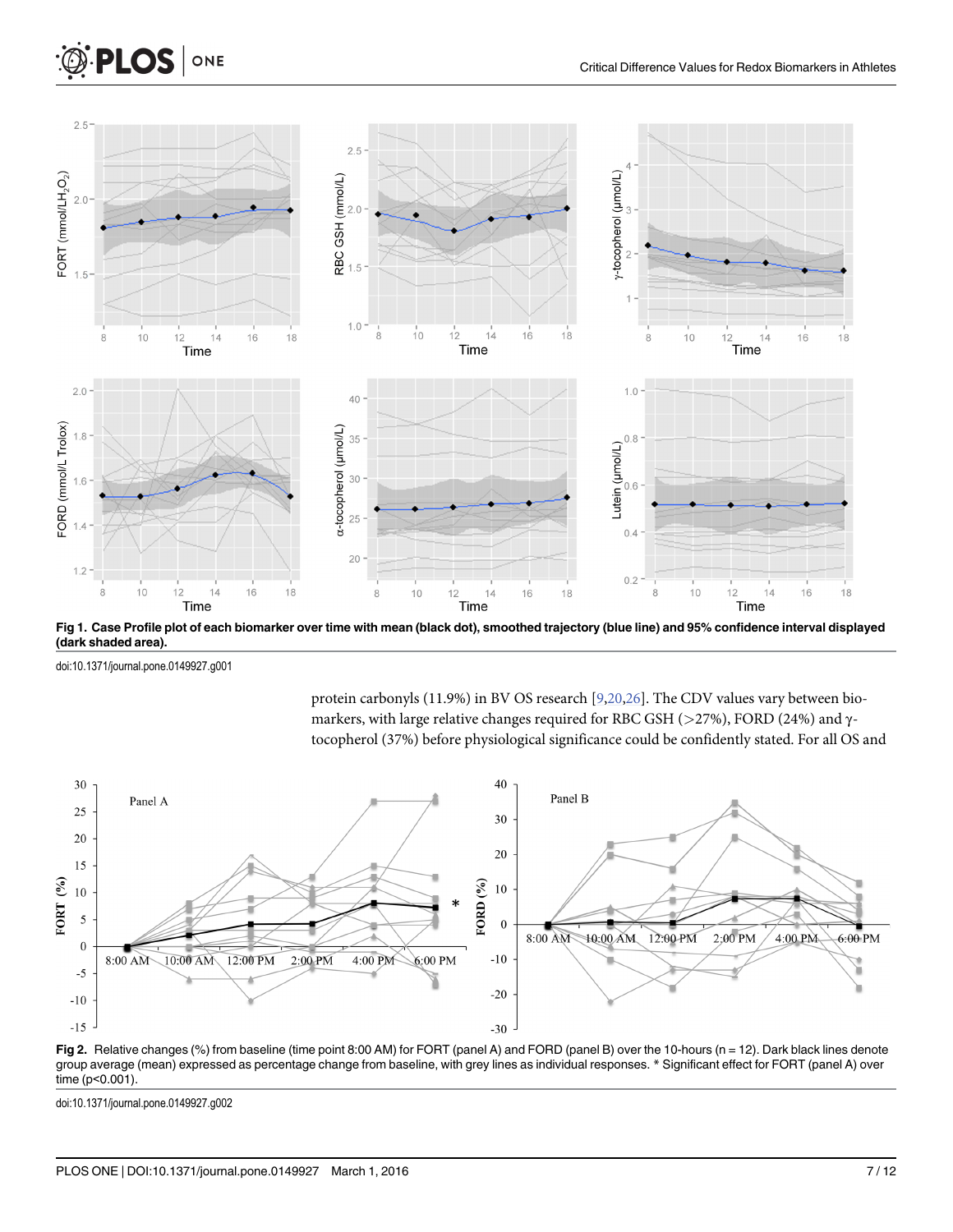FORT (mmol/LH$_2$O$_2$)
2.5
2.0
1.5
8 10 12 14 16 18
Time

RBC GSH (mmol/L)
2.5
2.0
1.5
1.0
8 10 12 14 16 18
Time

γ-tocopherol (μmol/L)
4
3
2
1
8 10 12 14 16 18
Time

FORD (mmol/L Trolox)
2.0
1.8
1.6
1.4
1.2
8 10 12 14 16 18
Time

α-tocopherol (μmol/L)
40
35
30
25
20
8 10 12 14 16 18
Time

Lutein (μmol/L)
1.0
0.8
0.6
0.4
0.2
8 10 12 14 16 18
Time

**Fig 1. Case Profile plot of each biomarker over time with mean (black dot), smoothed trajectory (blue line) and 95% confidence interval displayed (dark shaded area).**

doi:10.1371/journal.pone.0149927.g001

protein carbonyls (11.9%) in BV OS research [9,20,26]. The CDV values vary between biomarkers, with large relative changes required for RBC GSH (>27%), FORD (24%) and γ-tocopherol (37%) before physiological significance could be confidently stated. For all OS and

Panel A
FORT (%)
30
25
20
15
10
5
0
-5
-10
-15
8:00 AM 10:00 AM 12:00 PM 2:00 PM 4:00 PM 6:00 PM
*

Panel B
FORD (%)
40
30
20
10
0
-10
-20
-30
8:00 AM 10:00 AM 12:00 PM 2:00 PM 4:00 PM 6:00 PM

**Fig 2.** Relative changes (%) from baseline (time point 8:00 AM) for FORT (panel A) and FORD (panel B) over the 10-hours (n = 12). Dark black lines denote group average (mean) expressed as percentage change from baseline, with grey lines as individual responses. * Significant effect for FORT (panel A) over time (p<0.001).

doi:10.1371/journal.pone.0149927.g002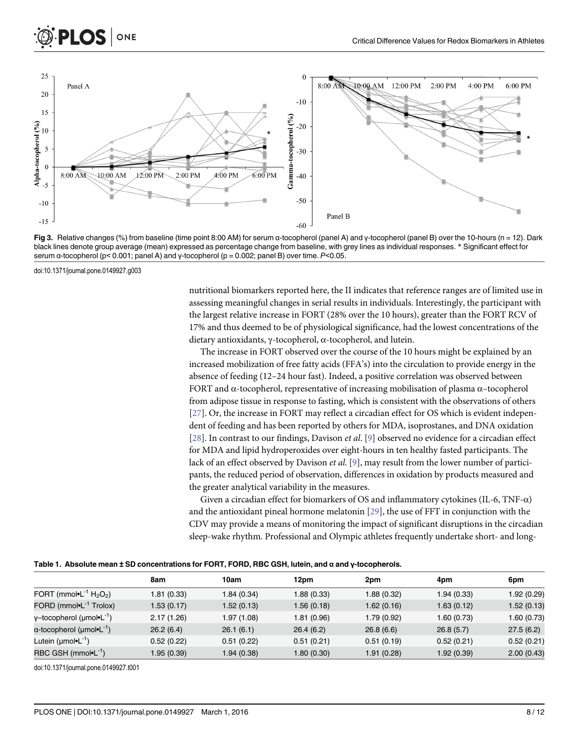Panel A

Alpha-tocopherol (%)

25
20
15
10
5
0
-5
-10
-15

8:00 AM 10:00 AM 12:00 PM 2:00 PM 4:00 PM 6:00 PM

*

Panel B

Gamma-tocopherol (%)

0
-10
-20
-30
-40
-50
-60

8:00 AM 10:00 AM 12:00 PM 2:00 PM 4:00 PM 6:00 PM

*

**Fig 3.** Relative changes (%) from baseline (time point 8:00 AM) for serum α-tocopherol (panel A) and γ-tocopherol (panel B) over the 10-hours (n = 12). Dark black lines denote group average (mean) expressed as percentage change from baseline, with grey lines as individual responses. * Significant effect for serum α-tocopherol (p< 0.001; panel A) and γ-tocopherol (p = 0.002; panel B) over time. *P*<0.05.

doi:10.1371/journal.pone.0149927.g003

nutritional biomarkers reported here, the II indicates that reference ranges are of limited use in assessing meaningful changes in serial results in individuals. Interestingly, the participant with the largest relative increase in FORT (28% over the 10 hours), greater than the FORT RCV of 17% and thus deemed to be of physiological significance, had the lowest concentrations of the dietary antioxidants, γ-tocopherol, α-tocopherol, and lutein.

The increase in FORT observed over the course of the 10 hours might be explained by an increased mobilization of free fatty acids (FFA's) into the circulation to provide energy in the absence of feeding (12–24 hour fast). Indeed, a positive correlation was observed between FORT and α-tocopherol, representative of increasing mobilisation of plasma α–tocopherol from adipose tissue in response to fasting, which is consistent with the observations of others [27]. Or, the increase in FORT may reflect a circadian effect for OS which is evident independent of feeding and has been reported by others for MDA, isoprostanes, and DNA oxidation [28]. In contrast to our findings, Davison *et al*. [9] observed no evidence for a circadian effect for MDA and lipid hydroperoxides over eight-hours in ten healthy fasted participants. The lack of an effect observed by Davison *et al*. [9], may result from the lower number of participants, the reduced period of observation, differences in oxidation by products measured and the greater analytical variability in the measures.

Given a circadian effect for biomarkers of OS and inflammatory cytokines (IL-6, TNF-α) and the antioxidant pineal hormone melatonin [29], the use of FFT in conjunction with the CDV may provide a means of monitoring the impact of significant disruptions in the circadian sleep-wake rhythm. Professional and Olympic athletes frequently undertake short- and long-

**Table 1. Absolute mean ± SD concentrations for FORT, FORD, RBC GSH, lutein, and α and γ-tocopherols.**

| | 8am | 10am | 12pm | 2pm | 4pm | 6pm |
|---|---|---|---|---|---|---|
| FORT ($mmol \cdot L^{-1}$ $H_2O_2$) | 1.81 (0.33) | 1.84 (0.34) | 1.88 (0.33) | 1.88 (0.32) | 1.94 (0.33) | 1.92 (0.29) |
| FORD ($mmol \cdot L^{-1}$ Trolox) | 1.53 (0.17) | 1.52 (0.13) | 1.56 (0.18) | 1.62 (0.16) | 1.63 (0.12) | 1.52 (0.13) |
| γ–tocopherol ($\mu mol \cdot L^{-1}$) | 2.17 (1.26) | 1.97 (1.08) | 1.81 (0.96) | 1.79 (0.92) | 1.60 (0.73) | 1.60 (0.73) |
| α-tocopherol ($\mu mol \cdot L^{-1}$) | 26.2 (6.4) | 26.1 (6.1) | 26.4 (6.2) | 26.8 (6.6) | 26.8 (5.7) | 27.5 (6.2) |
| Lutein ($\mu mol \cdot L^{-1}$) | 0.52 (0.22) | 0.51 (0.22) | 0.51 (0.21) | 0.51 (0.19) | 0.52 (0.21) | 0.52 (0.21) |
| RBC GSH ($mmol \cdot L^{-1}$) | 1.95 (0.39) | 1.94 (0.38) | 1.80 (0.30) | 1.91 (0.28) | 1.92 (0.39) | 2.00 (0.43) |

doi:10.1371/journal.pone.0149927.t001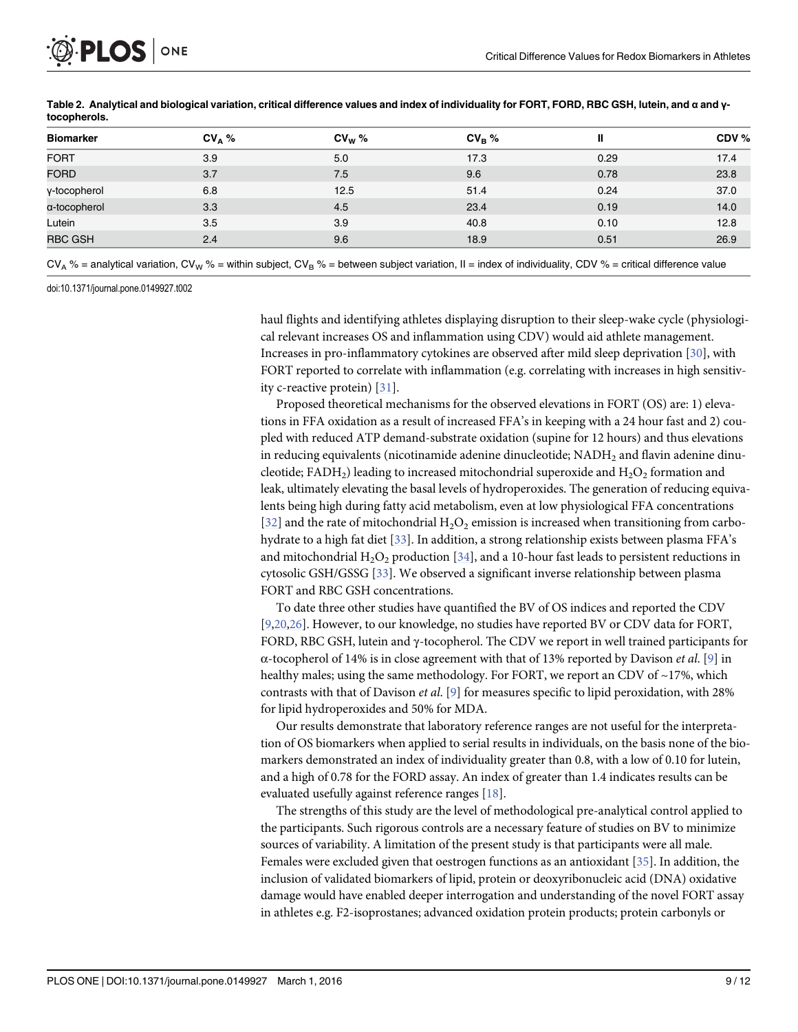**Table 2. Analytical and biological variation, critical difference values and index of individuality for FORT, FORD, RBC GSH, lutein, and α and γ-tocopherols.**

| Biomarker | $CV_A$ % | $CV_W$ % | $CV_B$ % | II | CDV % |
|---|---|---|---|---|---|
| FORT | 3.9 | 5.0 | 17.3 | 0.29 | 17.4 |
| FORD | 3.7 | 7.5 | 9.6 | 0.78 | 23.8 |
| γ-tocopherol | 6.8 | 12.5 | 51.4 | 0.24 | 37.0 |
| α-tocopherol | 3.3 | 4.5 | 23.4 | 0.19 | 14.0 |
| Lutein | 3.5 | 3.9 | 40.8 | 0.10 | 12.8 |
| RBC GSH | 2.4 | 9.6 | 18.9 | 0.51 | 26.9 |

$CV_A$ % = analytical variation, $CV_W$ % = within subject, $CV_B$ % = between subject variation, II = index of individuality, CDV % = critical difference value

doi:10.1371/journal.pone.0149927.t002

haul flights and identifying athletes displaying disruption to their sleep-wake cycle (physiological relevant increases OS and inflammation using CDV) would aid athlete management. Increases in pro-inflammatory cytokines are observed after mild sleep deprivation [30], with FORT reported to correlate with inflammation (e.g. correlating with increases in high sensitivity c-reactive protein) [31].

Proposed theoretical mechanisms for the observed elevations in FORT (OS) are: 1) elevations in FFA oxidation as a result of increased FFA's in keeping with a 24 hour fast and 2) coupled with reduced ATP demand-substrate oxidation (supine for 12 hours) and thus elevations in reducing equivalents (nicotinamide adenine dinucleotide; $NADH_2$ and flavin adenine dinucleotide; $FADH_2$) leading to increased mitochondrial superoxide and $H_2O_2$ formation and leak, ultimately elevating the basal levels of hydroperoxides. The generation of reducing equivalents being high during fatty acid metabolism, even at low physiological FFA concentrations [32] and the rate of mitochondrial $H_2O_2$ emission is increased when transitioning from carbohydrate to a high fat diet [33]. In addition, a strong relationship exists between plasma FFA's and mitochondrial $H_2O_2$ production [34], and a 10-hour fast leads to persistent reductions in cytosolic GSH/GSSG [33]. We observed a significant inverse relationship between plasma FORT and RBC GSH concentrations.

To date three other studies have quantified the BV of OS indices and reported the CDV [9,20,26]. However, to our knowledge, no studies have reported BV or CDV data for FORT, FORD, RBC GSH, lutein and γ-tocopherol. The CDV we report in well trained participants for α-tocopherol of 14% is in close agreement with that of 13% reported by Davison *et al.* [9] in healthy males; using the same methodology. For FORT, we report an CDV of ~17%, which contrasts with that of Davison *et al.* [9] for measures specific to lipid peroxidation, with 28% for lipid hydroperoxides and 50% for MDA.

Our results demonstrate that laboratory reference ranges are not useful for the interpretation of OS biomarkers when applied to serial results in individuals, on the basis none of the biomarkers demonstrated an index of individuality greater than 0.8, with a low of 0.10 for lutein, and a high of 0.78 for the FORD assay. An index of greater than 1.4 indicates results can be evaluated usefully against reference ranges [18].

The strengths of this study are the level of methodological pre-analytical control applied to the participants. Such rigorous controls are a necessary feature of studies on BV to minimize sources of variability. A limitation of the present study is that participants were all male. Females were excluded given that oestrogen functions as an antioxidant [35]. In addition, the inclusion of validated biomarkers of lipid, protein or deoxyribonucleic acid (DNA) oxidative damage would have enabled deeper interrogation and understanding of the novel FORT assay in athletes e.g. F2-isoprostanes; advanced oxidation protein products; protein carbonyls or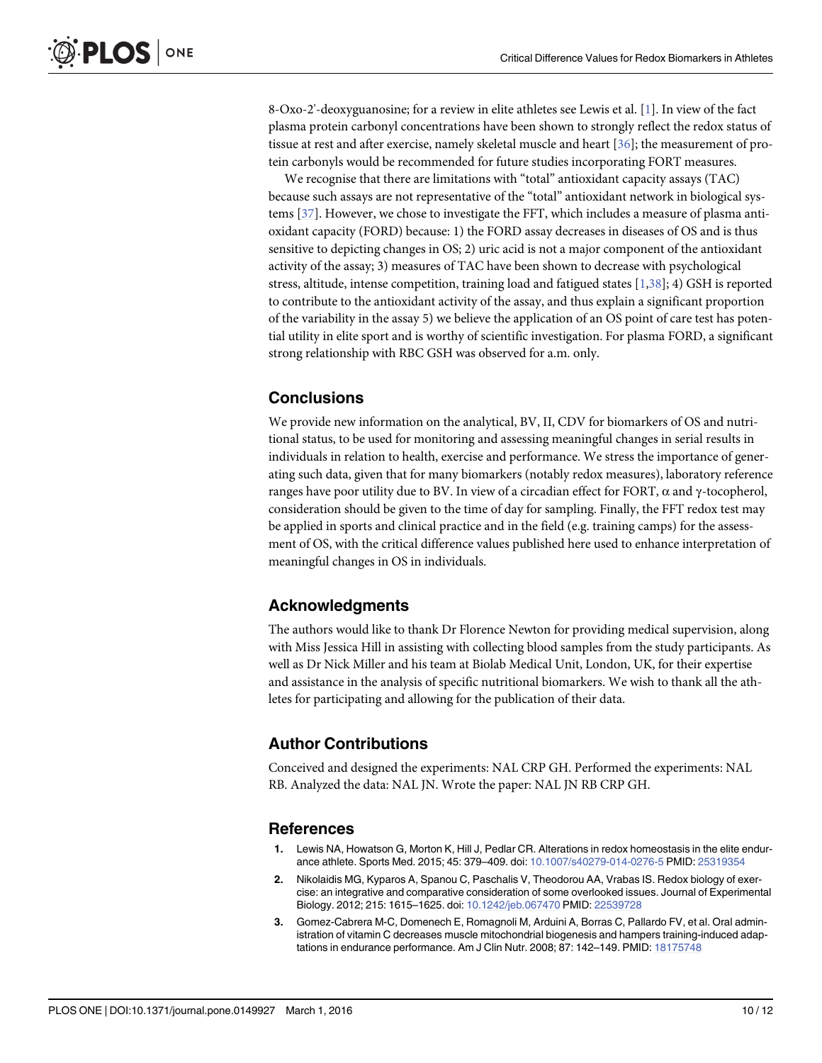8-Oxo-2'-deoxyguanosine; for a review in elite athletes see Lewis et al. [1]. In view of the fact plasma protein carbonyl concentrations have been shown to strongly reflect the redox status of tissue at rest and after exercise, namely skeletal muscle and heart [36]; the measurement of protein carbonyls would be recommended for future studies incorporating FORT measures.

We recognise that there are limitations with "total" antioxidant capacity assays (TAC) because such assays are not representative of the "total" antioxidant network in biological systems [37]. However, we chose to investigate the FFT, which includes a measure of plasma antioxidant capacity (FORD) because: 1) the FORD assay decreases in diseases of OS and is thus sensitive to depicting changes in OS; 2) uric acid is not a major component of the antioxidant activity of the assay; 3) measures of TAC have been shown to decrease with psychological stress, altitude, intense competition, training load and fatigued states [1,38]; 4) GSH is reported to contribute to the antioxidant activity of the assay, and thus explain a significant proportion of the variability in the assay 5) we believe the application of an OS point of care test has potential utility in elite sport and is worthy of scientific investigation. For plasma FORD, a significant strong relationship with RBC GSH was observed for a.m. only.

## Conclusions

We provide new information on the analytical, BV, II, CDV for biomarkers of OS and nutritional status, to be used for monitoring and assessing meaningful changes in serial results in individuals in relation to health, exercise and performance. We stress the importance of generating such data, given that for many biomarkers (notably redox measures), laboratory reference ranges have poor utility due to BV. In view of a circadian effect for FORT, α and γ-tocopherol, consideration should be given to the time of day for sampling. Finally, the FFT redox test may be applied in sports and clinical practice and in the field (e.g. training camps) for the assessment of OS, with the critical difference values published here used to enhance interpretation of meaningful changes in OS in individuals.

## Acknowledgments

The authors would like to thank Dr Florence Newton for providing medical supervision, along with Miss Jessica Hill in assisting with collecting blood samples from the study participants. As well as Dr Nick Miller and his team at Biolab Medical Unit, London, UK, for their expertise and assistance in the analysis of specific nutritional biomarkers. We wish to thank all the athletes for participating and allowing for the publication of their data.

## Author Contributions

Conceived and designed the experiments: NAL CRP GH. Performed the experiments: NAL RB. Analyzed the data: NAL JN. Wrote the paper: NAL JN RB CRP GH.

## References

1. Lewis NA, Howatson G, Morton K, Hill J, Pedlar CR. Alterations in redox homeostasis in the elite endurance athlete. Sports Med. 2015; 45: 379–409. doi: 10.1007/s40279-014-0276-5 PMID: 25319354
2. Nikolaidis MG, Kyparos A, Spanou C, Paschalis V, Theodorou AA, Vrabas IS. Redox biology of exercise: an integrative and comparative consideration of some overlooked issues. Journal of Experimental Biology. 2012; 215: 1615–1625. doi: 10.1242/jeb.067470 PMID: 22539728
3. Gomez-Cabrera M-C, Domenech E, Romagnoli M, Arduini A, Borras C, Pallardo FV, et al. Oral administration of vitamin C decreases muscle mitochondrial biogenesis and hampers training-induced adaptations in endurance performance. Am J Clin Nutr. 2008; 87: 142–149. PMID: 18175748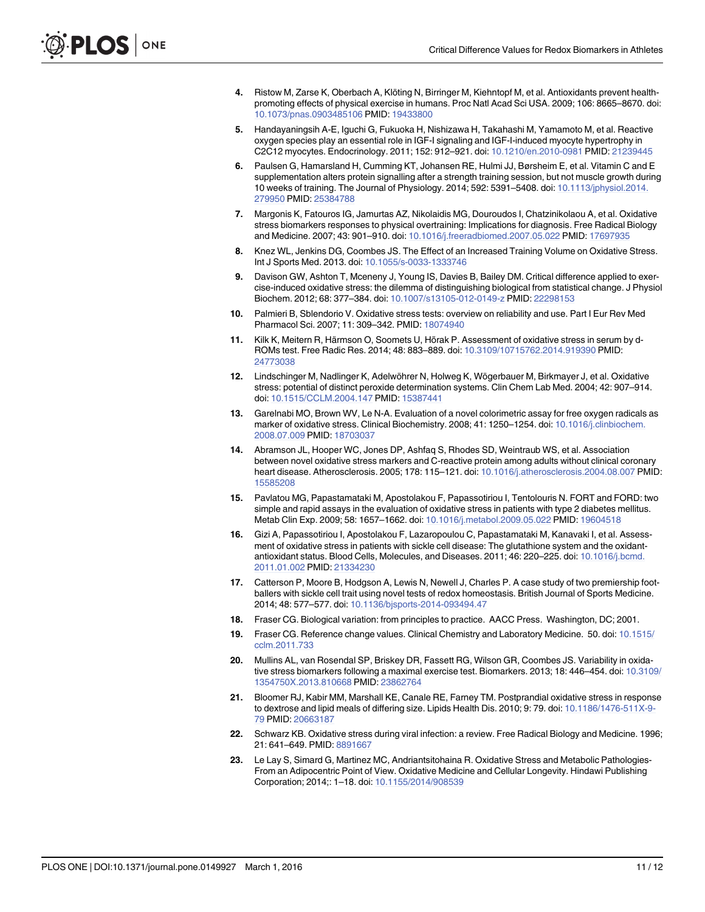4. Ristow M, Zarse K, Oberbach A, Klöting N, Birringer M, Kiehntopf M, et al. Antioxidants prevent health-promoting effects of physical exercise in humans. Proc Natl Acad Sci USA. 2009; 106: 8665–8670. doi: 10.1073/pnas.0903485106 PMID: 19433800

5. Handayaningsih A-E, Iguchi G, Fukuoka H, Nishizawa H, Takahashi M, Yamamoto M, et al. Reactive oxygen species play an essential role in IGF-I signaling and IGF-I-induced myocyte hypertrophy in C2C12 myocytes. Endocrinology. 2011; 152: 912–921. doi: 10.1210/en.2010-0981 PMID: 21239445

6. Paulsen G, Hamarsland H, Cumming KT, Johansen RE, Hulmi JJ, Børsheim E, et al. Vitamin C and E supplementation alters protein signalling after a strength training session, but not muscle growth during 10 weeks of training. The Journal of Physiology. 2014; 592: 5391–5408. doi: 10.1113/jphysiol.2014.279950 PMID: 25384788

7. Margonis K, Fatouros IG, Jamurtas AZ, Nikolaidis MG, Douroudos I, Chatzinikolaou A, et al. Oxidative stress biomarkers responses to physical overtraining: Implications for diagnosis. Free Radical Biology and Medicine. 2007; 43: 901–910. doi: 10.1016/j.freeradbiomed.2007.05.022 PMID: 17697935

8. Knez WL, Jenkins DG, Coombes JS. The Effect of an Increased Training Volume on Oxidative Stress. Int J Sports Med. 2013. doi: 10.1055/s-0033-1333746

9. Davison GW, Ashton T, Mceneny J, Young IS, Davies B, Bailey DM. Critical difference applied to exercise-induced oxidative stress: the dilemma of distinguishing biological from statistical change. J Physiol Biochem. 2012; 68: 377–384. doi: 10.1007/s13105-012-0149-z PMID: 22298153

10. Palmieri B, Sblendorio V. Oxidative stress tests: overview on reliability and use. Part I Eur Rev Med Pharmacol Sci. 2007; 11: 309–342. PMID: 18074940

11. Kilk K, Meitern R, Härmson O, Soomets U, Hõrak P. Assessment of oxidative stress in serum by d-ROMs test. Free Radic Res. 2014; 48: 883–889. doi: 10.3109/10715762.2014.919390 PMID: 24773038

12. Lindschinger M, Nadlinger K, Adelwöhrer N, Holweg K, Wögerbauer M, Birkmayer J, et al. Oxidative stress: potential of distinct peroxide determination systems. Clin Chem Lab Med. 2004; 42: 907–914. doi: 10.1515/CCLM.2004.147 PMID: 15387441

13. Garelnabi MO, Brown WV, Le N-A. Evaluation of a novel colorimetric assay for free oxygen radicals as marker of oxidative stress. Clinical Biochemistry. 2008; 41: 1250–1254. doi: 10.1016/j.clinbiochem.2008.07.009 PMID: 18703037

14. Abramson JL, Hooper WC, Jones DP, Ashfaq S, Rhodes SD, Weintraub WS, et al. Association between novel oxidative stress markers and C-reactive protein among adults without clinical coronary heart disease. Atherosclerosis. 2005; 178: 115–121. doi: 10.1016/j.atherosclerosis.2004.08.007 PMID: 15585208

15. Pavlatou MG, Papastamataki M, Apostolakou F, Papassotiriou I, Tentolouris N. FORT and FORD: two simple and rapid assays in the evaluation of oxidative stress in patients with type 2 diabetes mellitus. Metab Clin Exp. 2009; 58: 1657–1662. doi: 10.1016/j.metabol.2009.05.022 PMID: 19604518

16. Gizi A, Papassotiriou I, Apostolakou F, Lazaropoulou C, Papastamataki M, Kanavaki I, et al. Assessment of oxidative stress in patients with sickle cell disease: The glutathione system and the oxidant-antioxidant status. Blood Cells, Molecules, and Diseases. 2011; 46: 220–225. doi: 10.1016/j.bcmd.2011.01.002 PMID: 21334230

17. Catterson P, Moore B, Hodgson A, Lewis N, Newell J, Charles P. A case study of two premiership footballers with sickle cell trait using novel tests of redox homeostasis. British Journal of Sports Medicine. 2014; 48: 577–577. doi: 10.1136/bjsports-2014-093494.47

18. Fraser CG. Biological variation: from principles to practice. AACC Press. Washington, DC; 2001.

19. Fraser CG. Reference change values. Clinical Chemistry and Laboratory Medicine. 50. doi: 10.1515/cclm.2011.733

20. Mullins AL, van Rosendal SP, Briskey DR, Fassett RG, Wilson GR, Coombes JS. Variability in oxidative stress biomarkers following a maximal exercise test. Biomarkers. 2013; 18: 446–454. doi: 10.3109/1354750X.2013.810668 PMID: 23862764

21. Bloomer RJ, Kabir MM, Marshall KE, Canale RE, Farney TM. Postprandial oxidative stress in response to dextrose and lipid meals of differing size. Lipids Health Dis. 2010; 9: 79. doi: 10.1186/1476-511X-9-79 PMID: 20663187

22. Schwarz KB. Oxidative stress during viral infection: a review. Free Radical Biology and Medicine. 1996; 21: 641–649. PMID: 8891667

23. Le Lay S, Simard G, Martinez MC, Andriantsitohaina R. Oxidative Stress and Metabolic Pathologies-From an Adipocentric Point of View. Oxidative Medicine and Cellular Longevity. Hindawi Publishing Corporation; 2014;: 1–18. doi: 10.1155/2014/908539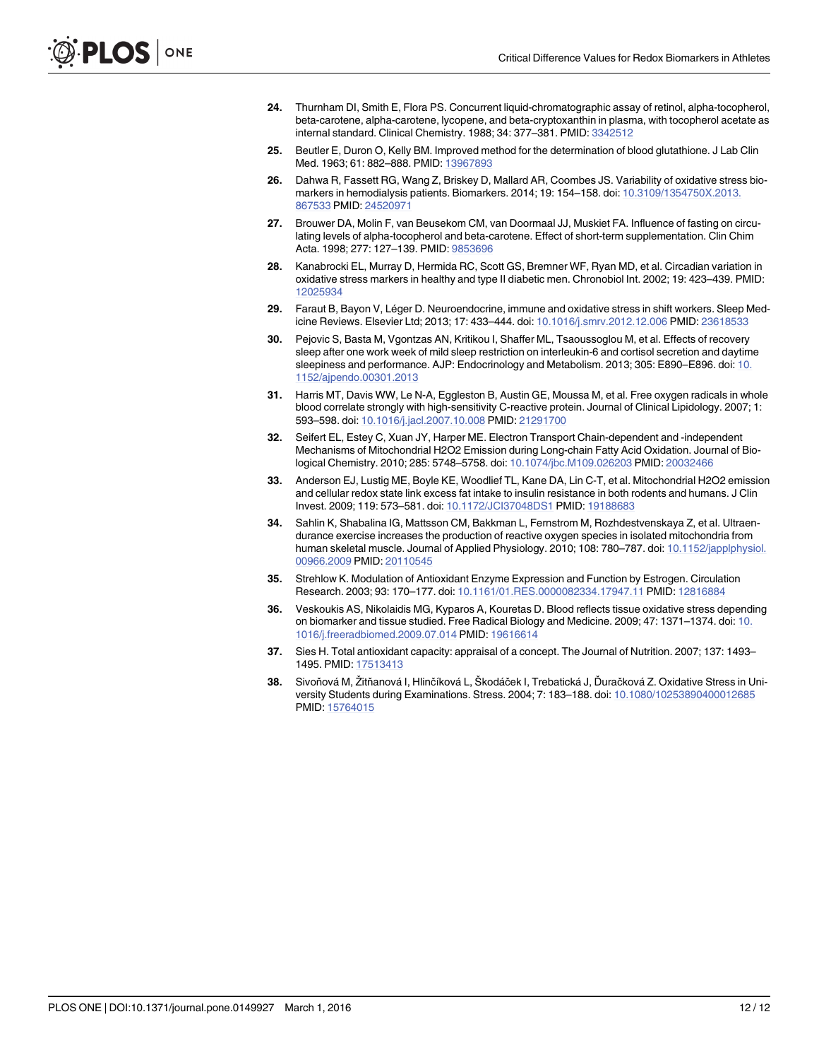24. Thurnham DI, Smith E, Flora PS. Concurrent liquid-chromatographic assay of retinol, alpha-tocopherol, beta-carotene, alpha-carotene, lycopene, and beta-cryptoxanthin in plasma, with tocopherol acetate as internal standard. Clinical Chemistry. 1988; 34: 377–381. PMID: 3342512

25. Beutler E, Duron O, Kelly BM. Improved method for the determination of blood glutathione. J Lab Clin Med. 1963; 61: 882–888. PMID: 13967893

26. Dahwa R, Fassett RG, Wang Z, Briskey D, Mallard AR, Coombes JS. Variability of oxidative stress biomarkers in hemodialysis patients. Biomarkers. 2014; 19: 154–158. doi: 10.3109/1354750X.2013.867533 PMID: 24520971

27. Brouwer DA, Molin F, van Beusekom CM, van Doormaal JJ, Muskiet FA. Influence of fasting on circulating levels of alpha-tocopherol and beta-carotene. Effect of short-term supplementation. Clin Chim Acta. 1998; 277: 127–139. PMID: 9853696

28. Kanabrocki EL, Murray D, Hermida RC, Scott GS, Bremner WF, Ryan MD, et al. Circadian variation in oxidative stress markers in healthy and type II diabetic men. Chronobiol Int. 2002; 19: 423–439. PMID: 12025934

29. Faraut B, Bayon V, Léger D. Neuroendocrine, immune and oxidative stress in shift workers. Sleep Medicine Reviews. Elsevier Ltd; 2013; 17: 433–444. doi: 10.1016/j.smrv.2012.12.006 PMID: 23618533

30. Pejovic S, Basta M, Vgontzas AN, Kritikou I, Shaffer ML, Tsaoussoglou M, et al. Effects of recovery sleep after one work week of mild sleep restriction on interleukin-6 and cortisol secretion and daytime sleepiness and performance. AJP: Endocrinology and Metabolism. 2013; 305: E890–E896. doi: 10.1152/ajpendo.00301.2013

31. Harris MT, Davis WW, Le N-A, Eggleston B, Austin GE, Moussa M, et al. Free oxygen radicals in whole blood correlate strongly with high-sensitivity C-reactive protein. Journal of Clinical Lipidology. 2007; 1: 593–598. doi: 10.1016/j.jacl.2007.10.008 PMID: 21291700

32. Seifert EL, Estey C, Xuan JY, Harper ME. Electron Transport Chain-dependent and -independent Mechanisms of Mitochondrial H2O2 Emission during Long-chain Fatty Acid Oxidation. Journal of Biological Chemistry. 2010; 285: 5748–5758. doi: 10.1074/jbc.M109.026203 PMID: 20032466

33. Anderson EJ, Lustig ME, Boyle KE, Woodlief TL, Kane DA, Lin C-T, et al. Mitochondrial H2O2 emission and cellular redox state link excess fat intake to insulin resistance in both rodents and humans. J Clin Invest. 2009; 119: 573–581. doi: 10.1172/JCI37048DS1 PMID: 19188683

34. Sahlin K, Shabalina IG, Mattsson CM, Bakkman L, Fernstrom M, Rozhdestvenskaya Z, et al. Ultraendurance exercise increases the production of reactive oxygen species in isolated mitochondria from human skeletal muscle. Journal of Applied Physiology. 2010; 108: 780–787. doi: 10.1152/japplphysiol.00966.2009 PMID: 20110545

35. Strehlow K. Modulation of Antioxidant Enzyme Expression and Function by Estrogen. Circulation Research. 2003; 93: 170–177. doi: 10.1161/01.RES.0000082334.17947.11 PMID: 12816884

36. Veskoukis AS, Nikolaidis MG, Kyparos A, Kouretas D. Blood reflects tissue oxidative stress depending on biomarker and tissue studied. Free Radical Biology and Medicine. 2009; 47: 1371–1374. doi: 10.1016/j.freeradbiomed.2009.07.014 PMID: 19616614

37. Sies H. Total antioxidant capacity: appraisal of a concept. The Journal of Nutrition. 2007; 137: 1493–1495. PMID: 17513413

38. Sivoňová M, Žitňanová I, Hlinčíková L, Škodáček I, Trebatická J, Ďuračková Z. Oxidative Stress in University Students during Examinations. Stress. 2004; 7: 183–188. doi: 10.1080/10253890400012685 PMID: 15764015